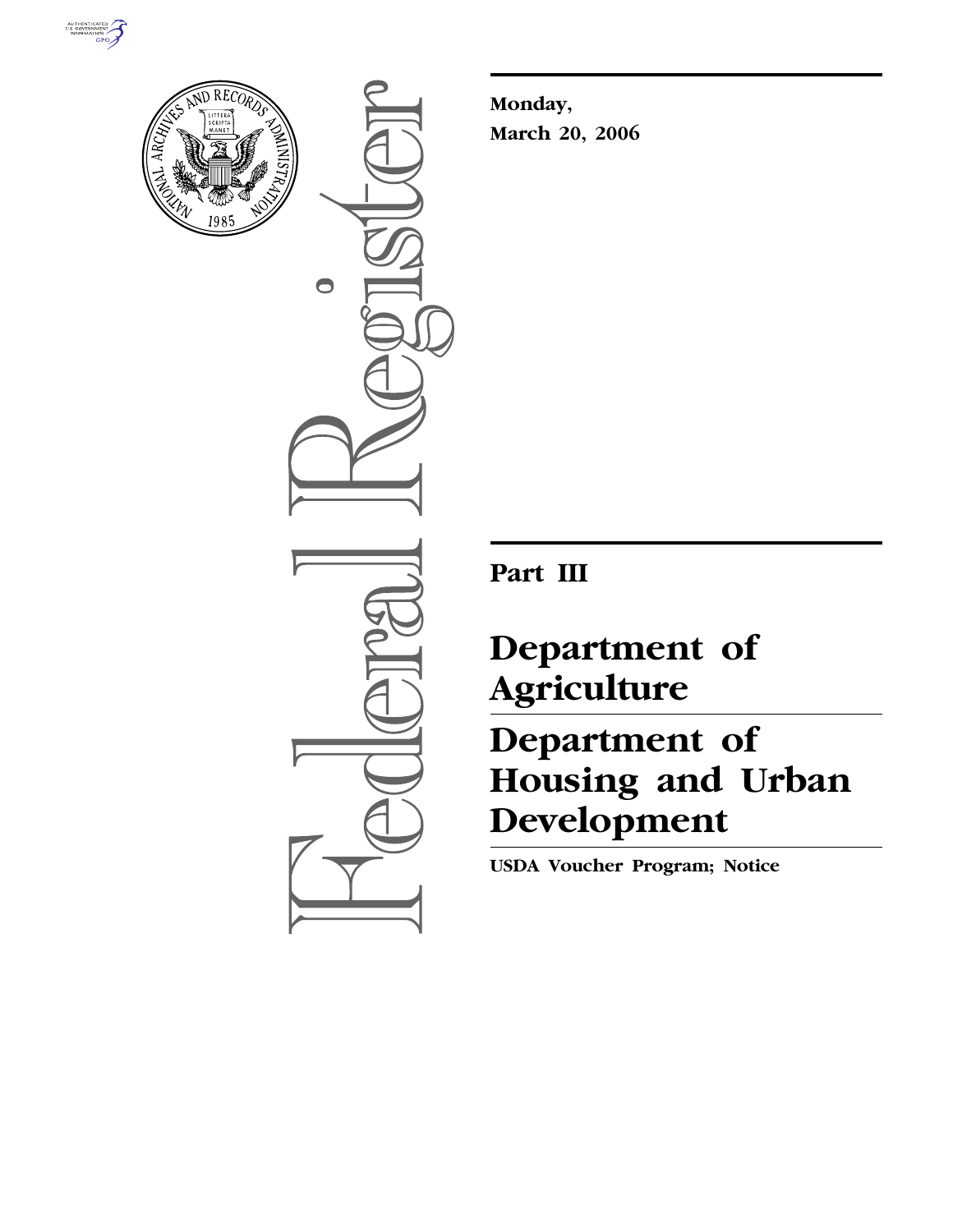**Monday,**

**March 20, 2006**

---

**Part III**

# Department of Agriculture

# Department of Housing and Urban Development

**USDA Voucher Program; Notice**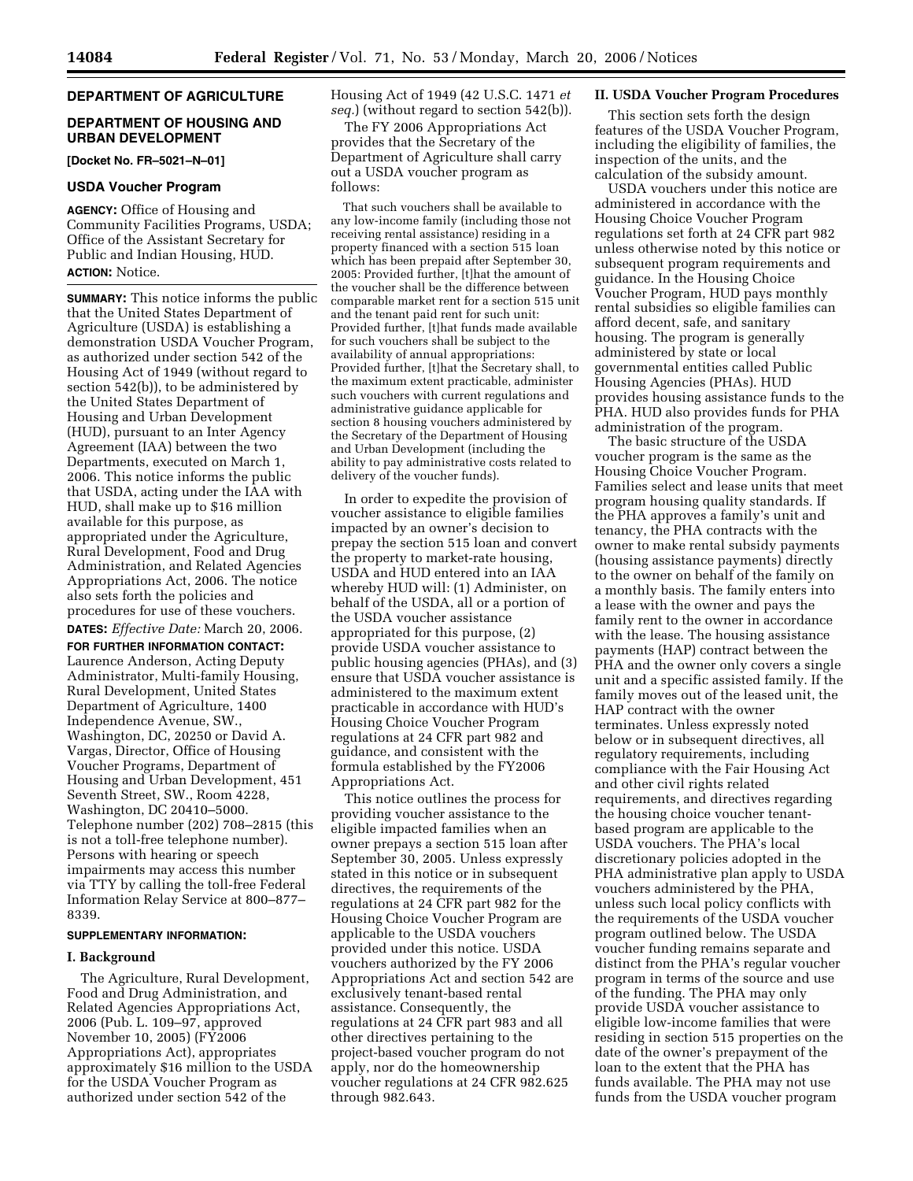## DEPARTMENT OF AGRICULTURE

## DEPARTMENT OF HOUSING AND URBAN DEVELOPMENT

**[Docket No. FR–5021–N–01]**

### USDA Voucher Program

**AGENCY:** Office of Housing and Community Facilities Programs, USDA; Office of the Assistant Secretary for Public and Indian Housing, HUD.

**ACTION:** Notice.

**SUMMARY:** This notice informs the public that the United States Department of Agriculture (USDA) is establishing a demonstration USDA Voucher Program, as authorized under section 542 of the Housing Act of 1949 (without regard to section 542(b)), to be administered by the United States Department of Housing and Urban Development (HUD), pursuant to an Inter Agency Agreement (IAA) between the two Departments, executed on March 1, 2006. This notice informs the public that USDA, acting under the IAA with HUD, shall make up to $16 million available for this purpose, as appropriated under the Agriculture, Rural Development, Food and Drug Administration, and Related Agencies Appropriations Act, 2006. The notice also sets forth the policies and procedures for use of these vouchers.

**DATES:** *Effective Date:* March 20, 2006.

**FOR FURTHER INFORMATION CONTACT:** Laurence Anderson, Acting Deputy Administrator, Multi-family Housing, Rural Development, United States Department of Agriculture, 1400 Independence Avenue, SW., Washington, DC, 20250 or David A. Vargas, Director, Office of Housing Voucher Programs, Department of Housing and Urban Development, 451 Seventh Street, SW., Room 4228, Washington, DC 20410–5000. Telephone number (202) 708–2815 (this is not a toll-free telephone number). Persons with hearing or speech impairments may access this number via TTY by calling the toll-free Federal Information Relay Service at 800–877–8339.

**SUPPLEMENTARY INFORMATION:**

### I. Background

The Agriculture, Rural Development, Food and Drug Administration, and Related Agencies Appropriations Act, 2006 (Pub. L. 109–97, approved November 10, 2005) (FY2006 Appropriations Act), appropriates approximately $16 million to the USDA for the USDA Voucher Program as authorized under section 542 of the Housing Act of 1949 (42 U.S.C. 1471 *et seq.*) (without regard to section 542(b)).

The FY 2006 Appropriations Act provides that the Secretary of the Department of Agriculture shall carry out a USDA voucher program as follows:

> That such vouchers shall be available to any low-income family (including those not receiving rental assistance) residing in a property financed with a section 515 loan which has been prepaid after September 30, 2005: Provided further, [t]hat the amount of the voucher shall be the difference between comparable market rent for a section 515 unit and the tenant paid rent for such unit: Provided further, [t]hat funds made available for such vouchers shall be subject to the availability of annual appropriations: Provided further, [t]hat the Secretary shall, to the maximum extent practicable, administer such vouchers with current regulations and administrative guidance applicable for section 8 housing vouchers administered by the Secretary of the Department of Housing and Urban Development (including the ability to pay administrative costs related to delivery of the voucher funds).

In order to expedite the provision of voucher assistance to eligible families impacted by an owner's decision to prepay the section 515 loan and convert the property to market-rate housing, USDA and HUD entered into an IAA whereby HUD will: (1) Administer, on behalf of the USDA, all or a portion of the USDA voucher assistance appropriated for this purpose, (2) provide USDA voucher assistance to public housing agencies (PHAs), and (3) ensure that USDA voucher assistance is administered to the maximum extent practicable in accordance with HUD's Housing Choice Voucher Program regulations at 24 CFR part 982 and guidance, and consistent with the formula established by the FY2006 Appropriations Act.

This notice outlines the process for providing voucher assistance to the eligible impacted families when an owner prepays a section 515 loan after September 30, 2005. Unless expressly stated in this notice or in subsequent directives, the requirements of the regulations at 24 CFR part 982 for the Housing Choice Voucher Program are applicable to the USDA vouchers provided under this notice. USDA vouchers authorized by the FY 2006 Appropriations Act and section 542 are exclusively tenant-based rental assistance. Consequently, the regulations at 24 CFR part 983 and all other directives pertaining to the project-based voucher program do not apply, nor do the homeownership voucher regulations at 24 CFR 982.625 through 982.643.

### II. USDA Voucher Program Procedures

This section sets forth the design features of the USDA Voucher Program, including the eligibility of families, the inspection of the units, and the calculation of the subsidy amount.

USDA vouchers under this notice are administered in accordance with the Housing Choice Voucher Program regulations set forth at 24 CFR part 982 unless otherwise noted by this notice or subsequent program requirements and guidance. In the Housing Choice Voucher Program, HUD pays monthly rental subsidies so eligible families can afford decent, safe, and sanitary housing. The program is generally administered by state or local governmental entities called Public Housing Agencies (PHAs). HUD provides housing assistance funds to the PHA. HUD also provides funds for PHA administration of the program.

The basic structure of the USDA voucher program is the same as the Housing Choice Voucher Program. Families select and lease units that meet program housing quality standards. If the PHA approves a family's unit and tenancy, the PHA contracts with the owner to make rental subsidy payments (housing assistance payments) directly to the owner on behalf of the family on a monthly basis. The family enters into a lease with the owner and pays the family rent to the owner in accordance with the lease. The housing assistance payments (HAP) contract between the PHA and the owner only covers a single unit and a specific assisted family. If the family moves out of the leased unit, the HAP contract with the owner terminates. Unless expressly noted below or in subsequent directives, all regulatory requirements, including compliance with the Fair Housing Act and other civil rights related requirements, and directives regarding the housing choice voucher tenant-based program are applicable to the USDA vouchers. The PHA's local discretionary policies adopted in the PHA administrative plan apply to USDA vouchers administered by the PHA, unless such local policy conflicts with the requirements of the USDA voucher program outlined below. The USDA voucher funding remains separate and distinct from the PHA's regular voucher program in terms of the source and use of the funding. The PHA may only provide USDA voucher assistance to eligible low-income families that were residing in section 515 properties on the date of the owner's prepayment of the loan to the extent that the PHA has funds available. The PHA may not use funds from the USDA voucher program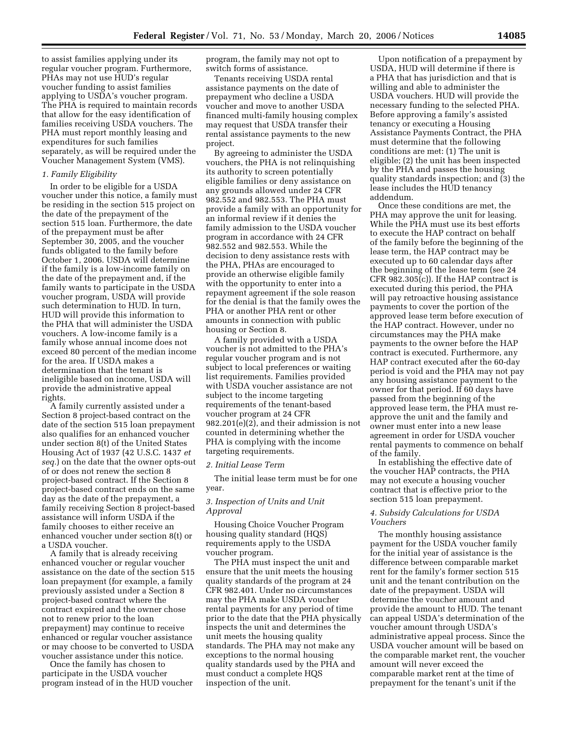to assist families applying under its regular voucher program. Furthermore, PHAs may not use HUD's regular voucher funding to assist families applying to USDA's voucher program. The PHA is required to maintain records that allow for the easy identification of families receiving USDA vouchers. The PHA must report monthly leasing and expenditures for such families separately, as will be required under the Voucher Management System (VMS).

*1. Family Eligibility*

In order to be eligible for a USDA voucher under this notice, a family must be residing in the section 515 project on the date of the prepayment of the section 515 loan. Furthermore, the date of the prepayment must be after September 30, 2005, and the voucher funds obligated to the family before October 1, 2006. USDA will determine if the family is a low-income family on the date of the prepayment and, if the family wants to participate in the USDA voucher program, USDA will provide such determination to HUD. In turn, HUD will provide this information to the PHA that will administer the USDA vouchers. A low-income family is a family whose annual income does not exceed 80 percent of the median income for the area. If USDA makes a determination that the tenant is ineligible based on income, USDA will provide the administrative appeal rights.

A family currently assisted under a Section 8 project-based contract on the date of the section 515 loan prepayment also qualifies for an enhanced voucher under section 8(t) of the United States Housing Act of 1937 (42 U.S.C. 1437 *et seq.*) on the date that the owner opts-out of or does not renew the section 8 project-based contract. If the Section 8 project-based contract ends on the same day as the date of the prepayment, a family receiving Section 8 project-based assistance will inform USDA if the family chooses to either receive an enhanced voucher under section 8(t) or a USDA voucher.

A family that is already receiving enhanced voucher or regular voucher assistance on the date of the section 515 loan prepayment (for example, a family previously assisted under a Section 8 project-based contract where the contract expired and the owner chose not to renew prior to the loan prepayment) may continue to receive enhanced or regular voucher assistance or may choose to be converted to USDA voucher assistance under this notice.

Once the family has chosen to participate in the USDA voucher program instead of in the HUD voucher program, the family may not opt to switch forms of assistance.

Tenants receiving USDA rental assistance payments on the date of prepayment who decline a USDA voucher and move to another USDA financed multi-family housing complex may request that USDA transfer their rental assistance payments to the new project.

By agreeing to administer the USDA vouchers, the PHA is not relinquishing its authority to screen potentially eligible families or deny assistance on any grounds allowed under 24 CFR 982.552 and 982.553. The PHA must provide a family with an opportunity for an informal review if it denies the family admission to the USDA voucher program in accordance with 24 CFR 982.552 and 982.553. While the decision to deny assistance rests with the PHA, PHAs are encouraged to provide an otherwise eligible family with the opportunity to enter into a repayment agreement if the sole reason for the denial is that the family owes the PHA or another PHA rent or other amounts in connection with public housing or Section 8.

A family provided with a USDA voucher is not admitted to the PHA's regular voucher program and is not subject to local preferences or waiting list requirements. Families provided with USDA voucher assistance are not subject to the income targeting requirements of the tenant-based voucher program at 24 CFR 982.201(e)(2), and their admission is not counted in determining whether the PHA is complying with the income targeting requirements.

*2. Initial Lease Term*

The initial lease term must be for one year.

*3. Inspection of Units and Unit Approval*

Housing Choice Voucher Program housing quality standard (HQS) requirements apply to the USDA voucher program.

The PHA must inspect the unit and ensure that the unit meets the housing quality standards of the program at 24 CFR 982.401. Under no circumstances may the PHA make USDA voucher rental payments for any period of time prior to the date that the PHA physically inspects the unit and determines the unit meets the housing quality standards. The PHA may not make any exceptions to the normal housing quality standards used by the PHA and must conduct a complete HQS inspection of the unit.

Upon notification of a prepayment by USDA, HUD will determine if there is a PHA that has jurisdiction and that is willing and able to administer the USDA vouchers. HUD will provide the necessary funding to the selected PHA. Before approving a family's assisted tenancy or executing a Housing Assistance Payments Contract, the PHA must determine that the following conditions are met: (1) The unit is eligible; (2) the unit has been inspected by the PHA and passes the housing quality standards inspection; and (3) the lease includes the HUD tenancy addendum.

Once these conditions are met, the PHA may approve the unit for leasing. While the PHA must use its best efforts to execute the HAP contract on behalf of the family before the beginning of the lease term, the HAP contract may be executed up to 60 calendar days after the beginning of the lease term (see 24 CFR 982.305(c)). If the HAP contract is executed during this period, the PHA will pay retroactive housing assistance payments to cover the portion of the approved lease term before execution of the HAP contract. However, under no circumstances may the PHA make payments to the owner before the HAP contract is executed. Furthermore, any HAP contract executed after the 60-day period is void and the PHA may not pay any housing assistance payment to the owner for that period. If 60 days have passed from the beginning of the approved lease term, the PHA must re-approve the unit and the family and owner must enter into a new lease agreement in order for USDA voucher rental payments to commence on behalf of the family.

In establishing the effective date of the voucher HAP contracts, the PHA may not execute a housing voucher contract that is effective prior to the section 515 loan prepayment.

*4. Subsidy Calculations for USDA Vouchers*

The monthly housing assistance payment for the USDA voucher family for the initial year of assistance is the difference between comparable market rent for the family's former section 515 unit and the tenant contribution on the date of the prepayment. USDA will determine the voucher amount and provide the amount to HUD. The tenant can appeal USDA's determination of the voucher amount through USDA's administrative appeal process. Since the USDA voucher amount will be based on the comparable market rent, the voucher amount will never exceed the comparable market rent at the time of prepayment for the tenant's unit if the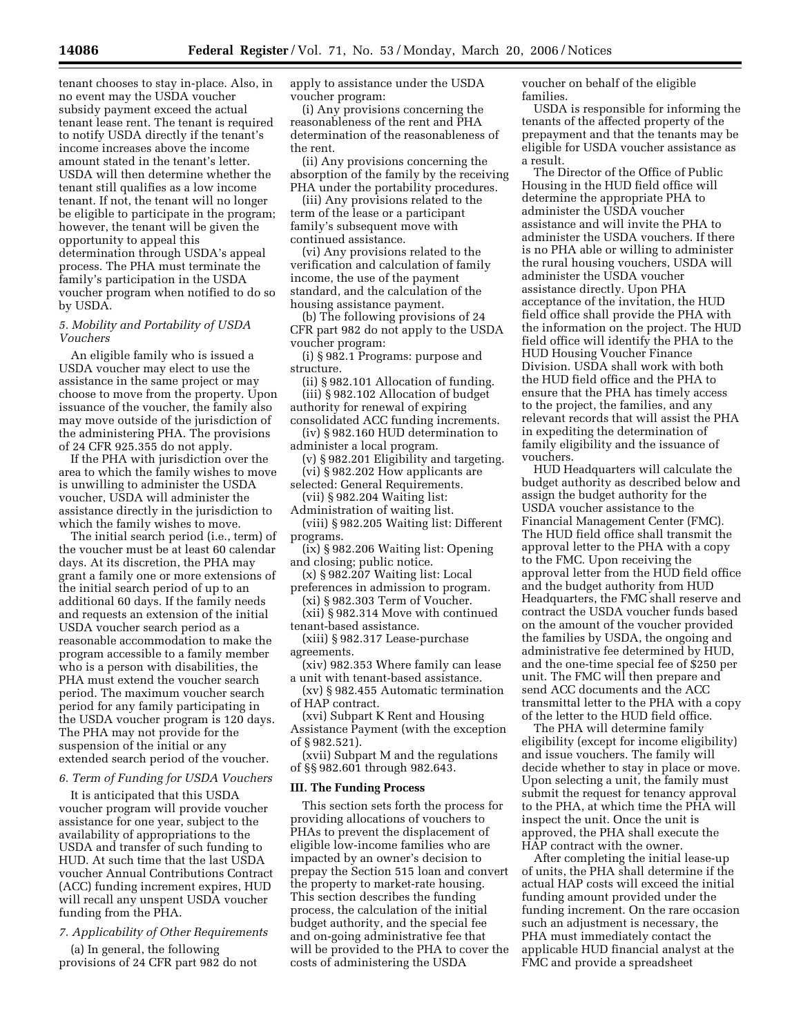tenant chooses to stay in-place. Also, in no event may the USDA voucher subsidy payment exceed the actual tenant lease rent. The tenant is required to notify USDA directly if the tenant's income increases above the income amount stated in the tenant's letter. USDA will then determine whether the tenant still qualifies as a low income tenant. If not, the tenant will no longer be eligible to participate in the program; however, the tenant will be given the opportunity to appeal this determination through USDA's appeal process. The PHA must terminate the family's participation in the USDA voucher program when notified to do so by USDA.

*5. Mobility and Portability of USDA Vouchers*

An eligible family who is issued a USDA voucher may elect to use the assistance in the same project or may choose to move from the property. Upon issuance of the voucher, the family also may move outside of the jurisdiction of the administering PHA. The provisions of 24 CFR 925.355 do not apply.

If the PHA with jurisdiction over the area to which the family wishes to move is unwilling to administer the USDA voucher, USDA will administer the assistance directly in the jurisdiction to which the family wishes to move.

The initial search period (i.e., term) of the voucher must be at least 60 calendar days. At its discretion, the PHA may grant a family one or more extensions of the initial search period of up to an additional 60 days. If the family needs and requests an extension of the initial USDA voucher search period as a reasonable accommodation to make the program accessible to a family member who is a person with disabilities, the PHA must extend the voucher search period. The maximum voucher search period for any family participating in the USDA voucher program is 120 days. The PHA may not provide for the suspension of the initial or any extended search period of the voucher.

*6. Term of Funding for USDA Vouchers*

It is anticipated that this USDA voucher program will provide voucher assistance for one year, subject to the availability of appropriations to the USDA and transfer of such funding to HUD. At such time that the last USDA voucher Annual Contributions Contract (ACC) funding increment expires, HUD will recall any unspent USDA voucher funding from the PHA.

*7. Applicability of Other Requirements*

(a) In general, the following provisions of 24 CFR part 982 do not apply to assistance under the USDA voucher program:

(i) Any provisions concerning the reasonableness of the rent and PHA determination of the reasonableness of the rent.

(ii) Any provisions concerning the absorption of the family by the receiving PHA under the portability procedures.

(iii) Any provisions related to the term of the lease or a participant family's subsequent move with continued assistance.

(vi) Any provisions related to the verification and calculation of family income, the use of the payment standard, and the calculation of the housing assistance payment.

(b) The following provisions of 24 CFR part 982 do not apply to the USDA voucher program:

(i) § 982.1 Programs: purpose and structure.

(ii) § 982.101 Allocation of funding.

(iii) § 982.102 Allocation of budget authority for renewal of expiring consolidated ACC funding increments.

(iv) § 982.160 HUD determination to administer a local program.

(v) § 982.201 Eligibility and targeting.

(vi) § 982.202 How applicants are selected: General Requirements.

(vii) § 982.204 Waiting list: Administration of waiting list.

(viii) § 982.205 Waiting list: Different programs.

(ix) § 982.206 Waiting list: Opening and closing; public notice.

(x) § 982.207 Waiting list: Local preferences in admission to program.

(xi) § 982.303 Term of Voucher.

(xii) § 982.314 Move with continued tenant-based assistance.

(xiii) § 982.317 Lease-purchase agreements.

(xiv) 982.353 Where family can lease a unit with tenant-based assistance.

(xv) § 982.455 Automatic termination of HAP contract.

(xvi) Subpart K Rent and Housing Assistance Payment (with the exception of § 982.521).

(xvii) Subpart M and the regulations of §§ 982.601 through 982.643.

## III. The Funding Process

This section sets forth the process for providing allocations of vouchers to PHAs to prevent the displacement of eligible low-income families who are impacted by an owner's decision to prepay the Section 515 loan and convert the property to market-rate housing. This section describes the funding process, the calculation of the initial budget authority, and the special fee and on-going administrative fee that will be provided to the PHA to cover the costs of administering the USDA voucher on behalf of the eligible families.

USDA is responsible for informing the tenants of the affected property of the prepayment and that the tenants may be eligible for USDA voucher assistance as a result.

The Director of the Office of Public Housing in the HUD field office will determine the appropriate PHA to administer the USDA voucher assistance and will invite the PHA to administer the USDA vouchers. If there is no PHA able or willing to administer the rural housing vouchers, USDA will administer the USDA voucher assistance directly. Upon PHA acceptance of the invitation, the HUD field office shall provide the PHA with the information on the project. The HUD field office will identify the PHA to the HUD Housing Voucher Finance Division. USDA shall work with both the HUD field office and the PHA to ensure that the PHA has timely access to the project, the families, and any relevant records that will assist the PHA in expediting the determination of family eligibility and the issuance of vouchers.

HUD Headquarters will calculate the budget authority as described below and assign the budget authority for the USDA voucher assistance to the Financial Management Center (FMC). The HUD field office shall transmit the approval letter to the PHA with a copy to the FMC. Upon receiving the approval letter from the HUD field office and the budget authority from HUD Headquarters, the FMC shall reserve and contract the USDA voucher funds based on the amount of the voucher provided the families by USDA, the ongoing and administrative fee determined by HUD, and the one-time special fee of $250 per unit. The FMC will then prepare and send ACC documents and the ACC transmittal letter to the PHA with a copy of the letter to the HUD field office.

The PHA will determine family eligibility (except for income eligibility) and issue vouchers. The family will decide whether to stay in place or move. Upon selecting a unit, the family must submit the request for tenancy approval to the PHA, at which time the PHA will inspect the unit. Once the unit is approved, the PHA shall execute the HAP contract with the owner.

After completing the initial lease-up of units, the PHA shall determine if the actual HAP costs will exceed the initial funding amount provided under the funding increment. On the rare occasion such an adjustment is necessary, the PHA must immediately contact the applicable HUD financial analyst at the FMC and provide a spreadsheet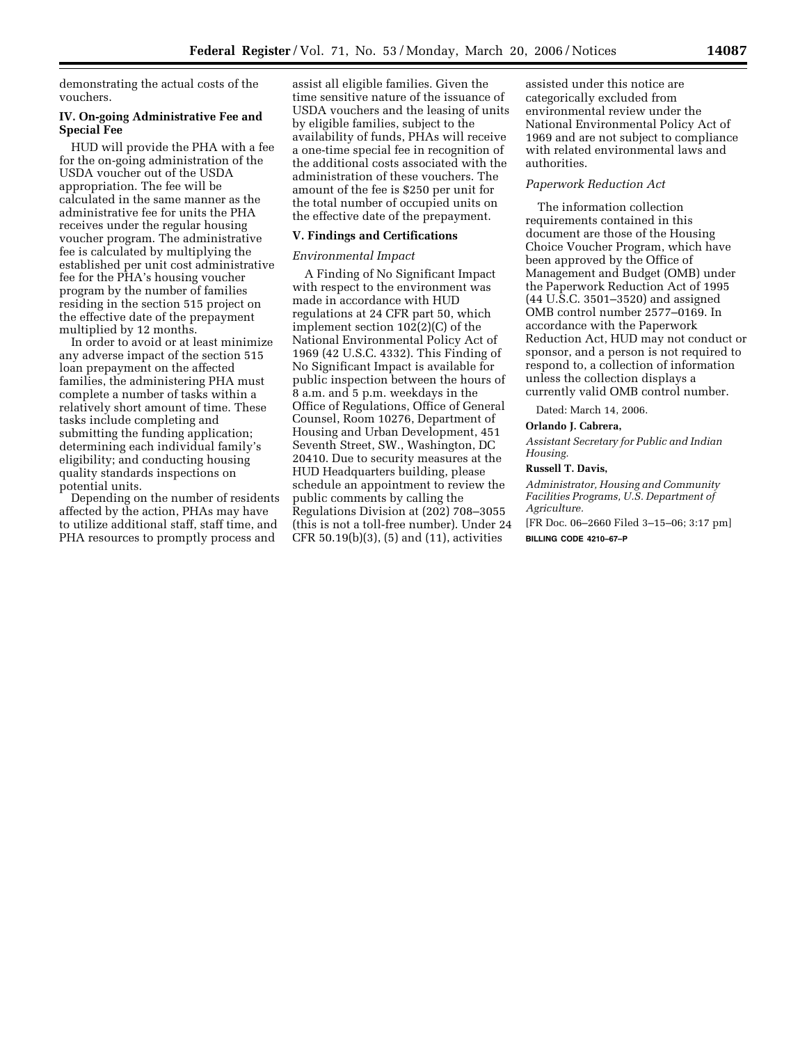demonstrating the actual costs of the vouchers.

### IV. On-going Administrative Fee and Special Fee

HUD will provide the PHA with a fee for the on-going administration of the USDA voucher out of the USDA appropriation. The fee will be calculated in the same manner as the administrative fee for units the PHA receives under the regular housing voucher program. The administrative fee is calculated by multiplying the established per unit cost administrative fee for the PHA's housing voucher program by the number of families residing in the section 515 project on the effective date of the prepayment multiplied by 12 months.

In order to avoid or at least minimize any adverse impact of the section 515 loan prepayment on the affected families, the administering PHA must complete a number of tasks within a relatively short amount of time. These tasks include completing and submitting the funding application; determining each individual family's eligibility; and conducting housing quality standards inspections on potential units.

Depending on the number of residents affected by the action, PHAs may have to utilize additional staff, staff time, and PHA resources to promptly process and assist all eligible families. Given the time sensitive nature of the issuance of USDA vouchers and the leasing of units by eligible families, subject to the availability of funds, PHAs will receive a one-time special fee in recognition of the additional costs associated with the administration of these vouchers. The amount of the fee is $250 per unit for the total number of occupied units on the effective date of the prepayment.

### V. Findings and Certifications

*Environmental Impact*

A Finding of No Significant Impact with respect to the environment was made in accordance with HUD regulations at 24 CFR part 50, which implement section 102(2)(C) of the National Environmental Policy Act of 1969 (42 U.S.C. 4332). This Finding of No Significant Impact is available for public inspection between the hours of 8 a.m. and 5 p.m. weekdays in the Office of Regulations, Office of General Counsel, Room 10276, Department of Housing and Urban Development, 451 Seventh Street, SW., Washington, DC 20410. Due to security measures at the HUD Headquarters building, please schedule an appointment to review the public comments by calling the Regulations Division at (202) 708–3055 (this is not a toll-free number). Under 24 CFR 50.19(b)(3), (5) and (11), activities assisted under this notice are categorically excluded from environmental review under the National Environmental Policy Act of 1969 and are not subject to compliance with related environmental laws and authorities.

*Paperwork Reduction Act*

The information collection requirements contained in this document are those of the Housing Choice Voucher Program, which have been approved by the Office of Management and Budget (OMB) under the Paperwork Reduction Act of 1995 (44 U.S.C. 3501–3520) and assigned OMB control number 2577–0169. In accordance with the Paperwork Reduction Act, HUD may not conduct or sponsor, and a person is not required to respond to, a collection of information unless the collection displays a currently valid OMB control number.

Dated: March 14, 2006.

**Orlando J. Cabrera,**

*Assistant Secretary for Public and Indian Housing.*

**Russell T. Davis,**

*Administrator, Housing and Community Facilities Programs, U.S. Department of Agriculture.*

[FR Doc. 06–2660 Filed 3–15–06; 3:17 pm]

**BILLING CODE 4210–67–P**